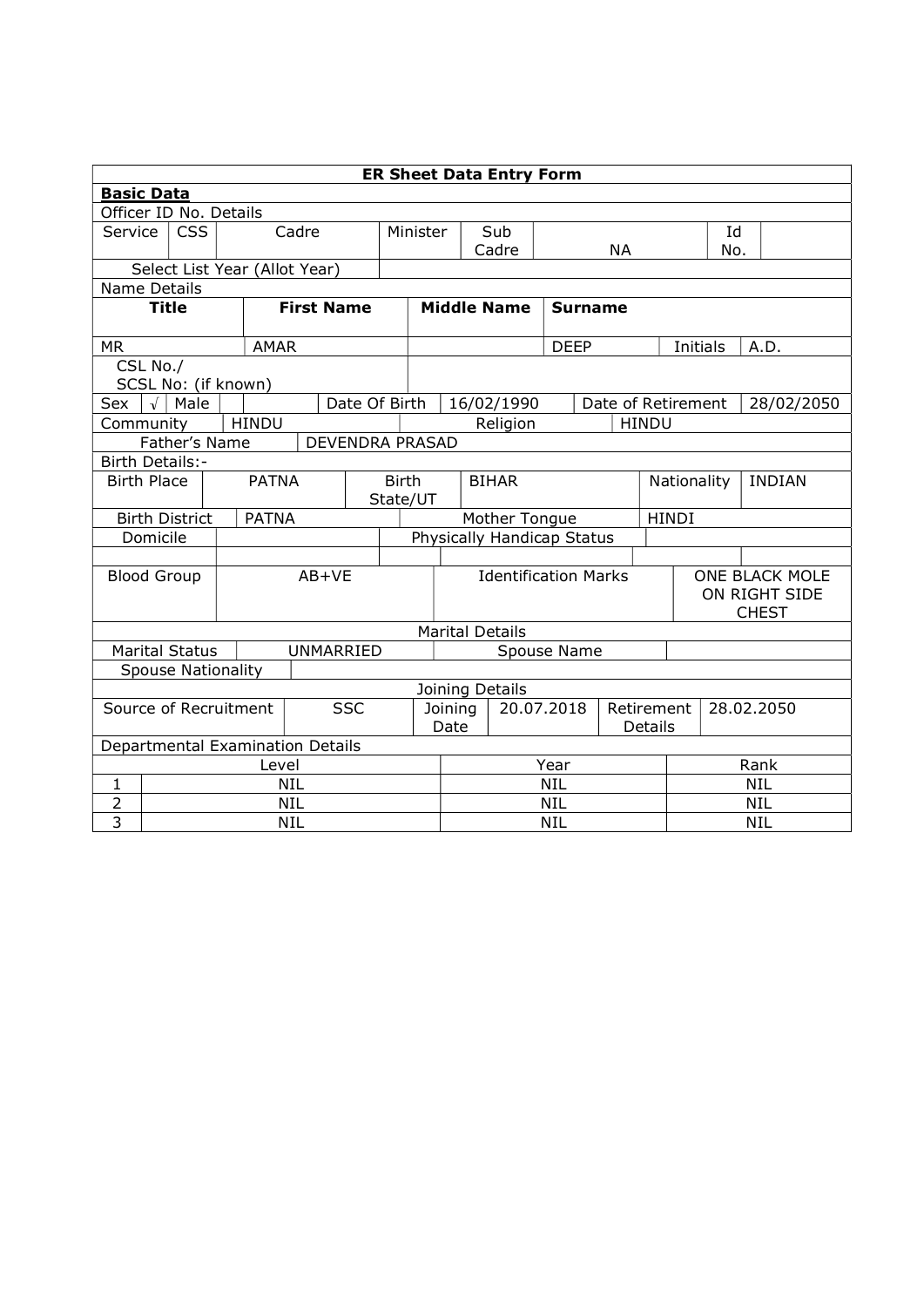**ER Sheet Data Entry Form**

**Basic Data**

Officer ID No. Details

| Service | CSS | Cadre | Minister | Sub Cadre | NA | Id No. | |
|---|---|---|---|---|---|---|---|

| Select List Year (Allot Year) | |
|---|---|

Name Details

| Title | First Name | Middle Name | Surname | | |
|---|---|---|---|---|---|
| MR | AMAR | | DEEP | Initials | A.D. |

| CSL No./ SCSL No: (if known) | |
|---|---|

| Sex | √ | Male | | | Date Of Birth | 16/02/1990 | Date of Retirement | 28/02/2050 |
|---|---|---|---|---|---|---|---|---|

| Community | HINDU | Religion | HINDU |
|---|---|---|---|

| Father's Name | DEVENDRA PRASAD |
|---|---|

Birth Details:-

| Birth Place | PATNA | Birth State/UT | BIHAR | Nationality | INDIAN |
|---|---|---|---|---|---|
| Birth District | PATNA | Mother Tongue | HINDI | | |
| Domicile | | Physically Handicap Status | | | |
| | | | | | |

| Blood Group | AB+VE | Identification Marks | ONE BLACK MOLE ON RIGHT SIDE CHEST |
|---|---|---|---|

Marital Details

| Marital Status | UNMARRIED | Spouse Name | |
|---|---|---|---|
| Spouse Nationality | | | |

Joining Details

| Source of Recruitment | SSC | Joining Date | 20.07.2018 | Retirement Details | 28.02.2050 |
|---|---|---|---|---|---|

Departmental Examination Details

| | Level | Year | Rank |
|---|---|---|---|
| 1 | NIL | NIL | NIL |
| 2 | NIL | NIL | NIL |
| 3 | NIL | NIL | NIL |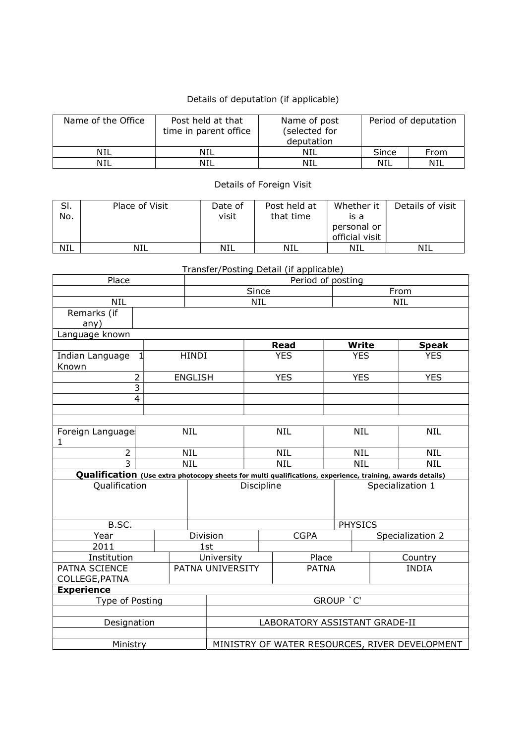Details of deputation (if applicable)

| Name of the Office | Post held at that time in parent office | Name of post (selected for deputation | Period of deputation | |
|---|---|---|---|---|
| NIL | NIL | NIL | Since | From |
| NIL | NIL | NIL | NIL | NIL |

Details of Foreign Visit

| Sl. No. | Place of Visit | Date of visit | Post held at that time | Whether it is a personal or official visit | Details of visit |
|---|---|---|---|---|---|
| NIL | NIL | NIL | NIL | NIL | NIL |

Transfer/Posting Detail (if applicable)

| Place | Period of posting | |
|---|---|---|
| | Since | From |
| NIL | NIL | NIL |
| Remarks (if any) | | |

Language known

| | | | Read | Write | Speak |
|---|---|---|---|---|---|
| Indian Language Known | 1 | HINDI | YES | YES | YES |
| | 2 | ENGLISH | YES | YES | YES |
| | 3 | | | | |
| | 4 | | | | |
| | | | | | |
| Foreign Languages | 1 | NIL | NIL | NIL | NIL |
| | 2 | NIL | NIL | NIL | NIL |
| | 3 | NIL | NIL | NIL | NIL |

**Qualification** **(Use extra photocopy sheets for multi qualifications, experience, training, awards details)**

| Qualification | Discipline | Specialization 1 |
|---|---|---|
| B.SC. | | PHYSICS |

| Year | Division | CGPA | Specialization 2 |
|---|---|---|---|
| 2011 | 1st | | |

| Institution | University | Place | Country |
|---|---|---|---|
| PATNA SCIENCE COLLEGE,PATNA | PATNA UNIVERSITY | PATNA | INDIA |

**Experience**

| Type of Posting | GROUP `C' |
|---|---|
| | |
| Designation | LABORATORY ASSISTANT GRADE-II |
| | |
| Ministry | MINISTRY OF WATER RESOURCES, RIVER DEVELOPMENT |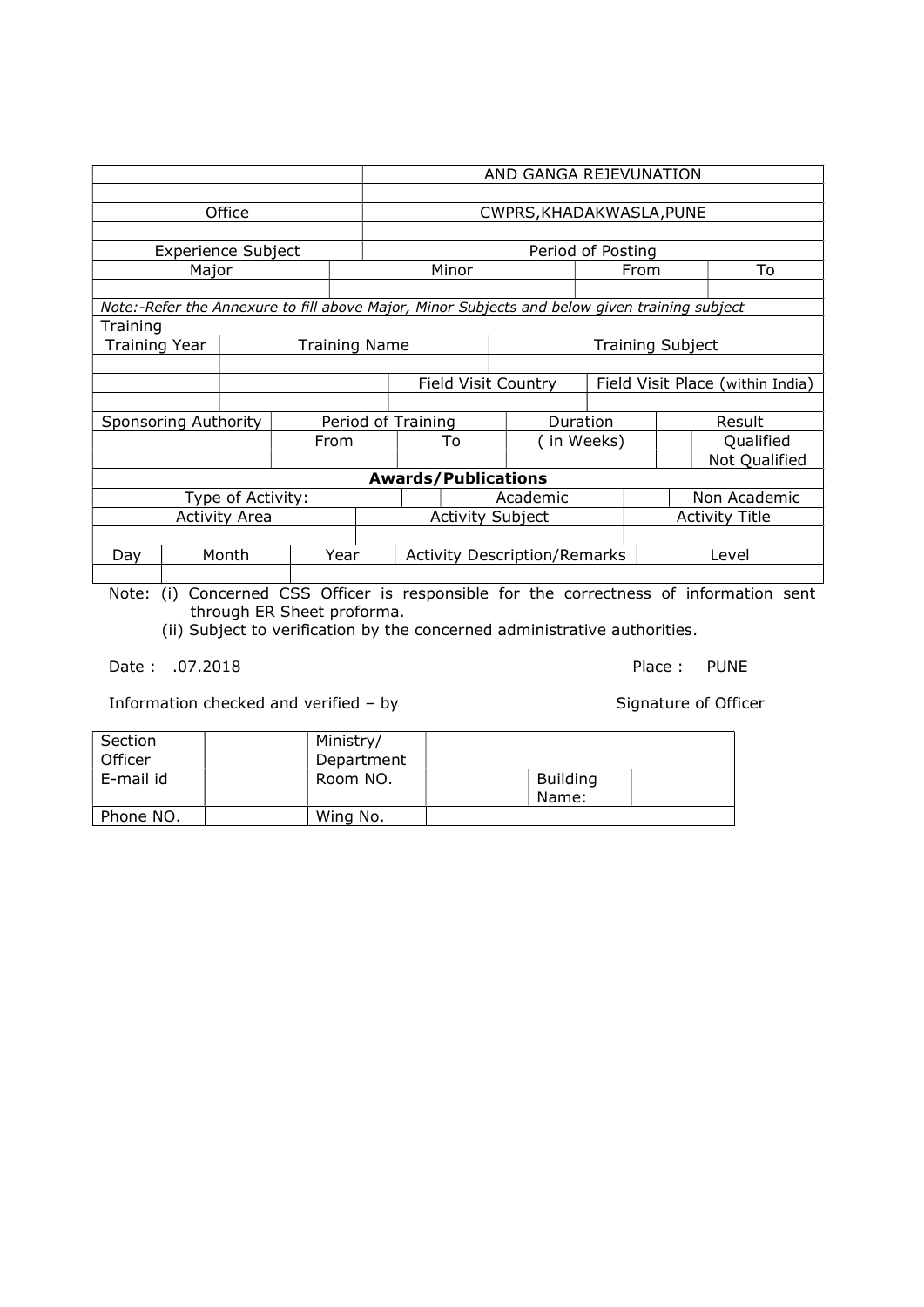| | |
|---|---|
| | AND GANGA REJEVUNATION |
| | |
| Office | CWPRS,KHADAKWASLA,PUNE |
| | |

| Experience Subject | | Period of Posting | |
|---|---|---|---|
| Major | Minor | From | To |
| | | | |

*Note:-Refer the Annexure to fill above Major, Minor Subjects and below given training subject*

| Training | | | | |
|---|---|---|---|---|
| Training Year | Training Name | | Training Subject | |
| | | | | |
| | | Field Visit Country | | Field Visit Place (within India) |
| | | | | |

| Sponsoring Authority | Period of Training | | Duration | Result | |
|---|---|---|---|---|---|
| | From | To | ( in Weeks) | | Qualified |
| | | | | | Not Qualified |

| **Awards/Publications** | | | | | |
|---|---|---|---|---|---|
| Type of Activity: | | | Academic | | Non Academic |
| Activity Area | | | Activity Subject | | Activity Title |
| | | | | | |

| Day | Month | Year | Activity Description/Remarks | Level |
|---|---|---|---|---|
| | | | | |

Note: (i) Concerned CSS Officer is responsible for the correctness of information sent through ER Sheet proforma.

(ii) Subject to verification by the concerned administrative authorities.

Date : .07.2018 Place : PUNE

Information checked and verified – by Signature of Officer

| | | | | | |
|---|---|---|---|---|---|
| Section Officer | | Ministry/ Department | | | |
| E-mail id | | Room NO. | | Building Name: | |
| Phone NO. | | Wing No. | | | |